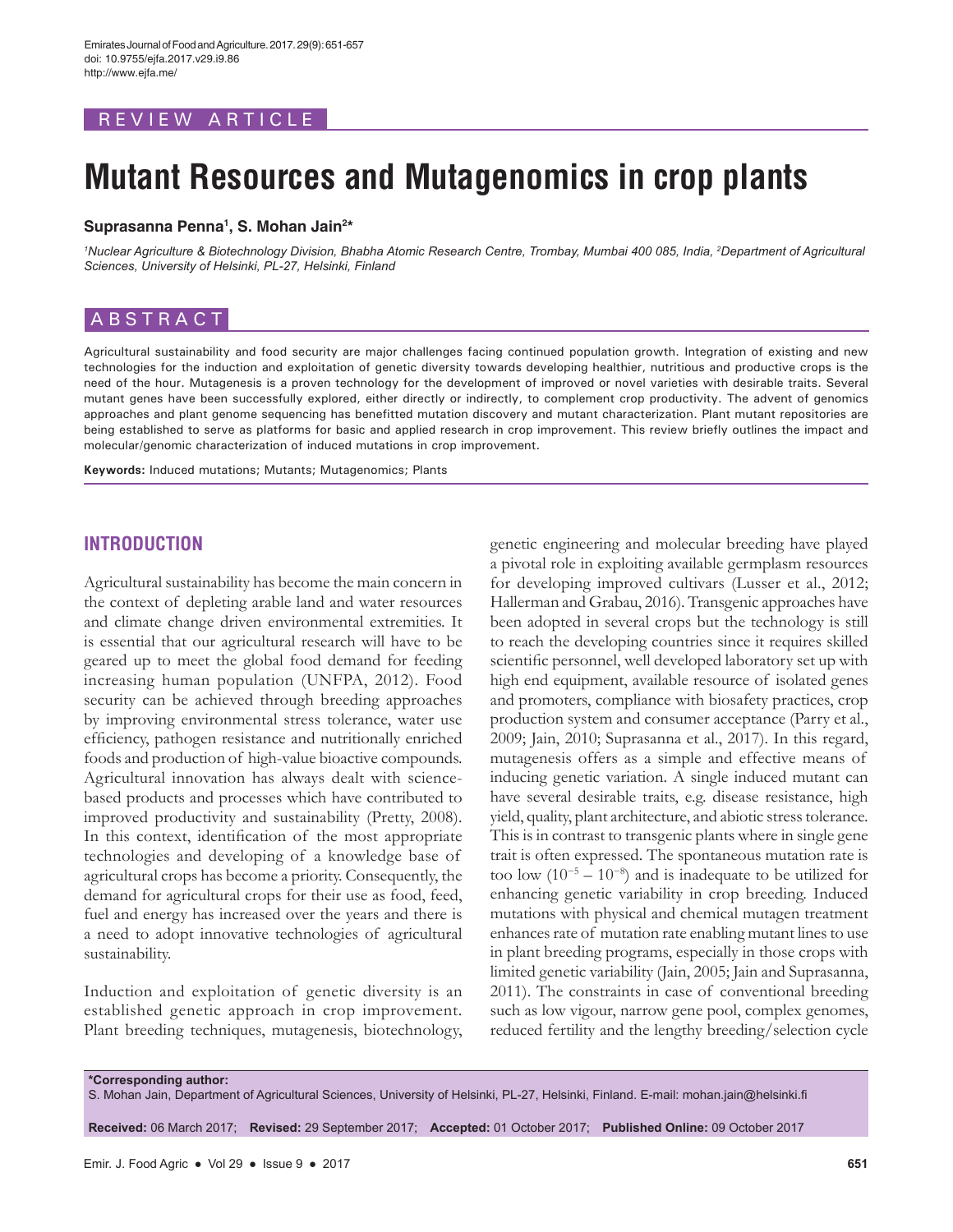REVIEW ARTICLE

# Mutant Resources and Mutagenomics in crop plants

**Suprasanna Penna[1], S. Mohan Jain[2]***

*[1]Nuclear Agriculture & Biotechnology Division, Bhabha Atomic Research Centre, Trombay, Mumbai 400 085, India, [2]Department of Agricultural Sciences, University of Helsinki, PL-27, Helsinki, Finland*

## ABSTRACT

Agricultural sustainability and food security are major challenges facing continued population growth. Integration of existing and new technologies for the induction and exploitation of genetic diversity towards developing healthier, nutritious and productive crops is the need of the hour. Mutagenesis is a proven technology for the development of improved or novel varieties with desirable traits. Several mutant genes have been successfully explored, either directly or indirectly, to complement crop productivity. The advent of genomics approaches and plant genome sequencing has benefitted mutation discovery and mutant characterization. Plant mutant repositories are being established to serve as platforms for basic and applied research in crop improvement. This review briefly outlines the impact and molecular/genomic characterization of induced mutations in crop improvement.

**Keywords:** Induced mutations; Mutants; Mutagenomics; Plants

## INTRODUCTION

Agricultural sustainability has become the main concern in the context of depleting arable land and water resources and climate change driven environmental extremities. It is essential that our agricultural research will have to be geared up to meet the global food demand for feeding increasing human population (UNFPA, 2012). Food security can be achieved through breeding approaches by improving environmental stress tolerance, water use efficiency, pathogen resistance and nutritionally enriched foods and production of high-value bioactive compounds. Agricultural innovation has always dealt with science-based products and processes which have contributed to improved productivity and sustainability (Pretty, 2008). In this context, identification of the most appropriate technologies and developing of a knowledge base of agricultural crops has become a priority. Consequently, the demand for agricultural crops for their use as food, feed, fuel and energy has increased over the years and there is a need to adopt innovative technologies of agricultural sustainability.

Induction and exploitation of genetic diversity is an established genetic approach in crop improvement. Plant breeding techniques, mutagenesis, biotechnology, genetic engineering and molecular breeding have played a pivotal role in exploiting available germplasm resources for developing improved cultivars (Lusser et al., 2012; Hallerman and Grabau, 2016). Transgenic approaches have been adopted in several crops but the technology is still to reach the developing countries since it requires skilled scientific personnel, well developed laboratory set up with high end equipment, available resource of isolated genes and promoters, compliance with biosafety practices, crop production system and consumer acceptance (Parry et al., 2009; Jain, 2010; Suprasanna et al., 2017). In this regard, mutagenesis offers as a simple and effective means of inducing genetic variation. A single induced mutant can have several desirable traits, e.g. disease resistance, high yield, quality, plant architecture, and abiotic stress tolerance. This is in contrast to transgenic plants where in single gene trait is often expressed. The spontaneous mutation rate is too low ($10^{-5} - 10^{-8}$) and is inadequate to be utilized for enhancing genetic variability in crop breeding. Induced mutations with physical and chemical mutagen treatment enhances rate of mutation rate enabling mutant lines to use in plant breeding programs, especially in those crops with limited genetic variability (Jain, 2005; Jain and Suprasanna, 2011). The constraints in case of conventional breeding such as low vigour, narrow gene pool, complex genomes, reduced fertility and the lengthy breeding/selection cycle

**\*Corresponding author:**
S. Mohan Jain, Department of Agricultural Sciences, University of Helsinki, PL-27, Helsinki, Finland. E-mail: mohan.jain@helsinki.fi

**Received:** 06 March 2017; **Revised:** 29 September 2017; **Accepted:** 01 October 2017; **Published Online:** 09 October 2017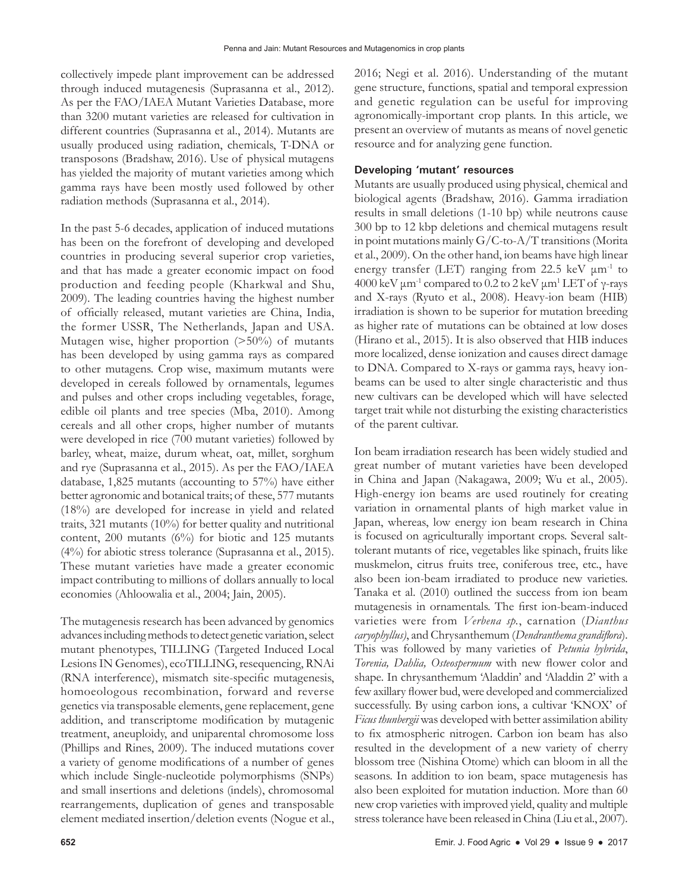collectively impede plant improvement can be addressed through induced mutagenesis (Suprasanna et al., 2012). As per the FAO/IAEA Mutant Varieties Database, more than 3200 mutant varieties are released for cultivation in different countries (Suprasanna et al., 2014). Mutants are usually produced using radiation, chemicals, T-DNA or transposons (Bradshaw, 2016). Use of physical mutagens has yielded the majority of mutant varieties among which gamma rays have been mostly used followed by other radiation methods (Suprasanna et al., 2014).

In the past 5-6 decades, application of induced mutations has been on the forefront of developing and developed countries in producing several superior crop varieties, and that has made a greater economic impact on food production and feeding people (Kharkwal and Shu, 2009). The leading countries having the highest number of officially released, mutant varieties are China, India, the former USSR, The Netherlands, Japan and USA. Mutagen wise, higher proportion (>50%) of mutants has been developed by using gamma rays as compared to other mutagens. Crop wise, maximum mutants were developed in cereals followed by ornamentals, legumes and pulses and other crops including vegetables, forage, edible oil plants and tree species (Mba, 2010). Among cereals and all other crops, higher number of mutants were developed in rice (700 mutant varieties) followed by barley, wheat, maize, durum wheat, oat, millet, sorghum and rye (Suprasanna et al., 2015). As per the FAO/IAEA database, 1,825 mutants (accounting to 57%) have either better agronomic and botanical traits; of these, 577 mutants (18%) are developed for increase in yield and related traits, 321 mutants (10%) for better quality and nutritional content, 200 mutants (6%) for biotic and 125 mutants (4%) for abiotic stress tolerance (Suprasanna et al., 2015). These mutant varieties have made a greater economic impact contributing to millions of dollars annually to local economies (Ahloowalia et al., 2004; Jain, 2005).

The mutagenesis research has been advanced by genomics advances including methods to detect genetic variation, select mutant phenotypes, TILLING (Targeted Induced Local Lesions IN Genomes), ecoTILLING, resequencing, RNAi (RNA interference), mismatch site-specific mutagenesis, homoeologous recombination, forward and reverse genetics via transposable elements, gene replacement, gene addition, and transcriptome modification by mutagenic treatment, aneuploidy, and uniparental chromosome loss (Phillips and Rines, 2009). The induced mutations cover a variety of genome modifications of a number of genes which include Single-nucleotide polymorphisms (SNPs) and small insertions and deletions (indels), chromosomal rearrangements, duplication of genes and transposable element mediated insertion/deletion events (Nogue et al., 2016; Negi et al. 2016). Understanding of the mutant gene structure, functions, spatial and temporal expression and genetic regulation can be useful for improving agronomically-important crop plants. In this article, we present an overview of mutants as means of novel genetic resource and for analyzing gene function.

### Developing 'mutant' resources

Mutants are usually produced using physical, chemical and biological agents (Bradshaw, 2016). Gamma irradiation results in small deletions (1-10 bp) while neutrons cause 300 bp to 12 kbp deletions and chemical mutagens result in point mutations mainly G/C-to-A/T transitions (Morita et al., 2009). On the other hand, ion beams have high linear energy transfer (LET) ranging from 22.5 keV $\mu m^{-1}$ to 4000 keV $\mu m^{-1}$ compared to 0.2 to 2 keV $\mu m^{1}$ LET of γ-rays and X-rays (Ryuto et al., 2008). Heavy-ion beam (HIB) irradiation is shown to be superior for mutation breeding as higher rate of mutations can be obtained at low doses (Hirano et al., 2015). It is also observed that HIB induces more localized, dense ionization and causes direct damage to DNA. Compared to X-rays or gamma rays, heavy ion-beams can be used to alter single characteristic and thus new cultivars can be developed which will have selected target trait while not disturbing the existing characteristics of the parent cultivar.

Ion beam irradiation research has been widely studied and great number of mutant varieties have been developed in China and Japan (Nakagawa, 2009; Wu et al., 2005). High-energy ion beams are used routinely for creating variation in ornamental plants of high market value in Japan, whereas, low energy ion beam research in China is focused on agriculturally important crops. Several salt-tolerant mutants of rice, vegetables like spinach, fruits like muskmelon, citrus fruits tree, coniferous tree, etc., have also been ion-beam irradiated to produce new varieties. Tanaka et al. (2010) outlined the success from ion beam mutagenesis in ornamentals. The first ion-beam-induced varieties were from *Verbena sp.*, carnation (*Dianthus caryophyllus)*, and Chrysanthemum (*Dendranthema grandiflora*). This was followed by many varieties of *Petunia hybrida*, *Torenia, Dahlia, Osteospermum* with new flower color and shape. In chrysanthemum 'Aladdin' and 'Aladdin 2' with a few axillary flower bud, were developed and commercialized successfully. By using carbon ions, a cultivar 'KNOX' of *Ficus thunbergii* was developed with better assimilation ability to fix atmospheric nitrogen. Carbon ion beam has also resulted in the development of a new variety of cherry blossom tree (Nishina Otome) which can bloom in all the seasons. In addition to ion beam, space mutagenesis has also been exploited for mutation induction. More than 60 new crop varieties with improved yield, quality and multiple stress tolerance have been released in China (Liu et al., 2007).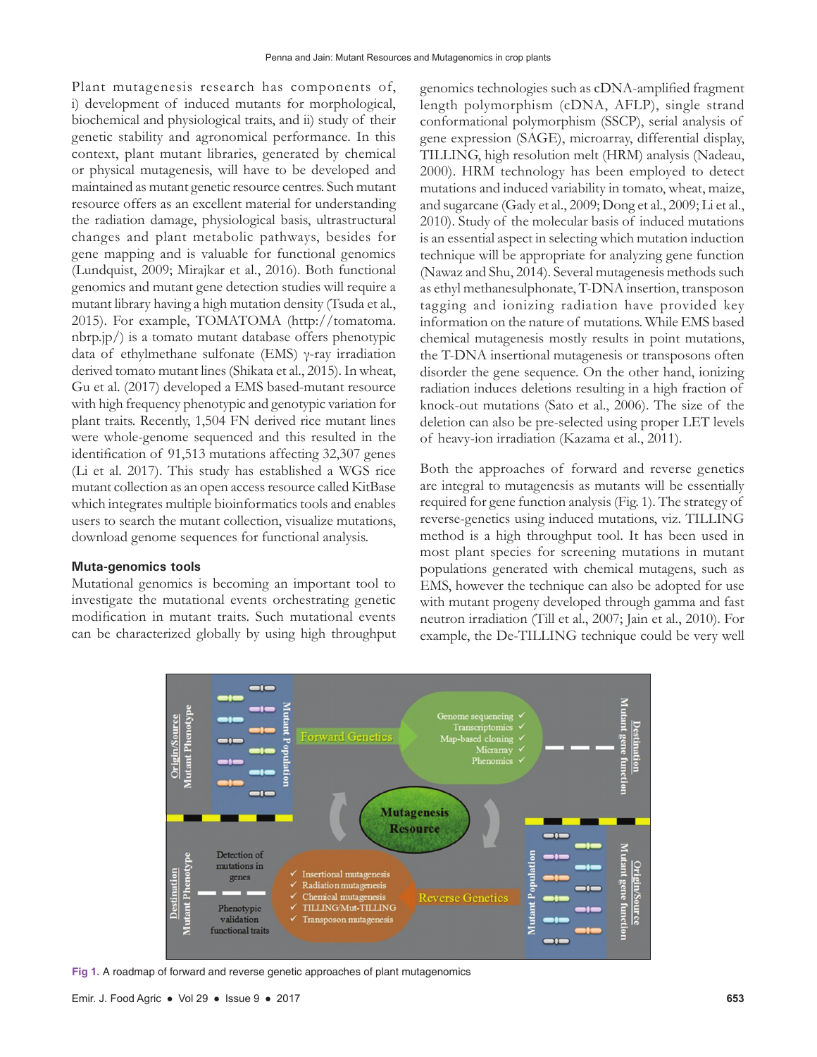Plant mutagenesis research has components of, i) development of induced mutants for morphological, biochemical and physiological traits, and ii) study of their genetic stability and agronomical performance. In this context, plant mutant libraries, generated by chemical or physical mutagenesis, will have to be developed and maintained as mutant genetic resource centres. Such mutant resource offers as an excellent material for understanding the radiation damage, physiological basis, ultrastructural changes and plant metabolic pathways, besides for gene mapping and is valuable for functional genomics (Lundquist, 2009; Mirajkar et al., 2016). Both functional genomics and mutant gene detection studies will require a mutant library having a high mutation density (Tsuda et al., 2015). For example, TOMATOMA (http://tomatoma.nbrp.jp/) is a tomato mutant database offers phenotypic data of ethylmethane sulfonate (EMS) γ-ray irradiation derived tomato mutant lines (Shikata et al., 2015). In wheat, Gu et al. (2017) developed a EMS based-mutant resource with high frequency phenotypic and genotypic variation for plant traits. Recently, 1,504 FN derived rice mutant lines were whole-genome sequenced and this resulted in the identification of 91,513 mutations affecting 32,307 genes (Li et al. 2017). This study has established a WGS rice mutant collection as an open access resource called KitBase which integrates multiple bioinformatics tools and enables users to search the mutant collection, visualize mutations, download genome sequences for functional analysis.

### Muta-genomics tools

Mutational genomics is becoming an important tool to investigate the mutational events orchestrating genetic modification in mutant traits. Such mutational events can be characterized globally by using high throughput genomics technologies such as cDNA-amplified fragment length polymorphism (cDNA, AFLP), single strand conformational polymorphism (SSCP), serial analysis of gene expression (SAGE), microarray, differential display, TILLING, high resolution melt (HRM) analysis (Nadeau, 2000). HRM technology has been employed to detect mutations and induced variability in tomato, wheat, maize, and sugarcane (Gady et al., 2009; Dong et al., 2009; Li et al., 2010). Study of the molecular basis of induced mutations is an essential aspect in selecting which mutation induction technique will be appropriate for analyzing gene function (Nawaz and Shu, 2014). Several mutagenesis methods such as ethyl methanesulphonate, T-DNA insertion, transposon tagging and ionizing radiation have provided key information on the nature of mutations. While EMS based chemical mutagenesis mostly results in point mutations, the T-DNA insertional mutagenesis or transposons often disorder the gene sequence. On the other hand, ionizing radiation induces deletions resulting in a high fraction of knock-out mutations (Sato et al., 2006). The size of the deletion can also be pre-selected using proper LET levels of heavy-ion irradiation (Kazama et al., 2011).

Both the approaches of forward and reverse genetics are integral to mutagenesis as mutants will be essentially required for gene function analysis (Fig. 1). The strategy of reverse-genetics using induced mutations, viz. TILLING method is a high throughput tool. It has been used in most plant species for screening mutations in mutant populations generated with chemical mutagens, such as EMS, however the technique can also be adopted for use with mutant progeny developed through gamma and fast neutron irradiation (Till et al., 2007; Jain et al., 2010). For example, the De-TILLING technique could be very well

**Fig 1.** A roadmap of forward and reverse genetic approaches of plant mutagenomics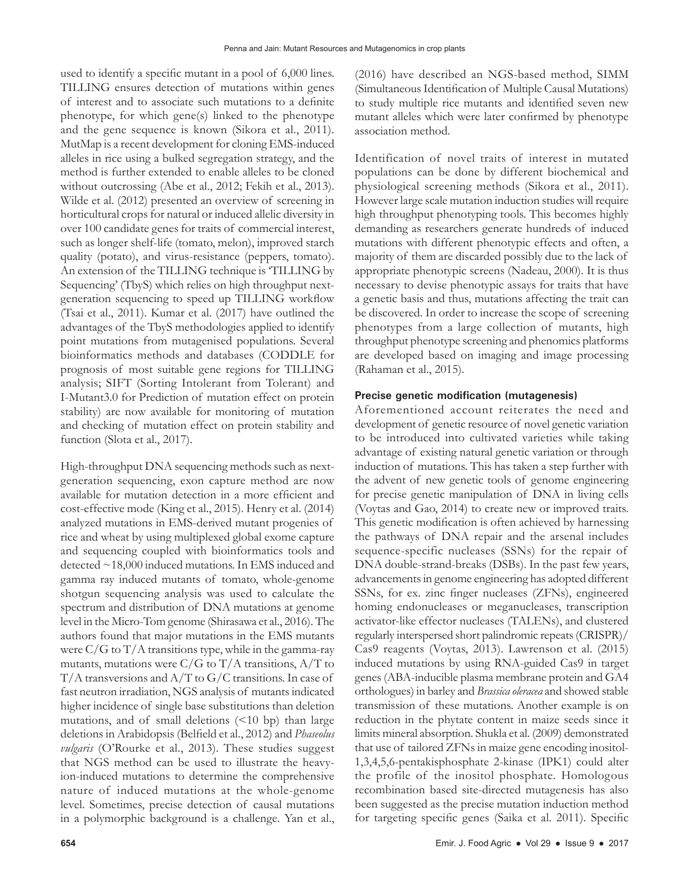used to identify a specific mutant in a pool of 6,000 lines. TILLING ensures detection of mutations within genes of interest and to associate such mutations to a definite phenotype, for which gene(s) linked to the phenotype and the gene sequence is known (Sikora et al., 2011). MutMap is a recent development for cloning EMS-induced alleles in rice using a bulked segregation strategy, and the method is further extended to enable alleles to be cloned without outcrossing (Abe et al., 2012; Fekih et al., 2013). Wilde et al. (2012) presented an overview of screening in horticultural crops for natural or induced allelic diversity in over 100 candidate genes for traits of commercial interest, such as longer shelf-life (tomato, melon), improved starch quality (potato), and virus-resistance (peppers, tomato). An extension of the TILLING technique is 'TILLING by Sequencing' (TbyS) which relies on high throughput next-generation sequencing to speed up TILLING workflow (Tsai et al., 2011). Kumar et al. (2017) have outlined the advantages of the TbyS methodologies applied to identify point mutations from mutagenised populations. Several bioinformatics methods and databases (CODDLE for prognosis of most suitable gene regions for TILLING analysis; SIFT (Sorting Intolerant from Tolerant) and I-Mutant3.0 for Prediction of mutation effect on protein stability) are now available for monitoring of mutation and checking of mutation effect on protein stability and function (Slota et al., 2017).

High-throughput DNA sequencing methods such as next-generation sequencing, exon capture method are now available for mutation detection in a more efficient and cost-effective mode (King et al., 2015). Henry et al. (2014) analyzed mutations in EMS-derived mutant progenies of rice and wheat by using multiplexed global exome capture and sequencing coupled with bioinformatics tools and detected ~18,000 induced mutations. In EMS induced and gamma ray induced mutants of tomato, whole-genome shotgun sequencing analysis was used to calculate the spectrum and distribution of DNA mutations at genome level in the Micro-Tom genome (Shirasawa et al., 2016). The authors found that major mutations in the EMS mutants were C/G to T/A transitions type, while in the gamma-ray mutants, mutations were C/G to T/A transitions, A/T to T/A transversions and A/T to G/C transitions. In case of fast neutron irradiation, NGS analysis of mutants indicated higher incidence of single base substitutions than deletion mutations, and of small deletions (<10 bp) than large deletions in Arabidopsis (Belfield et al., 2012) and *Phaseolus vulgaris* (O'Rourke et al., 2013). These studies suggest that NGS method can be used to illustrate the heavy-ion-induced mutations to determine the comprehensive nature of induced mutations at the whole-genome level. Sometimes, precise detection of causal mutations in a polymorphic background is a challenge. Yan et al., (2016) have described an NGS-based method, SIMM (Simultaneous Identification of Multiple Causal Mutations) to study multiple rice mutants and identified seven new mutant alleles which were later confirmed by phenotype association method.

Identification of novel traits of interest in mutated populations can be done by different biochemical and physiological screening methods (Sikora et al., 2011). However large scale mutation induction studies will require high throughput phenotyping tools. This becomes highly demanding as researchers generate hundreds of induced mutations with different phenotypic effects and often, a majority of them are discarded possibly due to the lack of appropriate phenotypic screens (Nadeau, 2000). It is thus necessary to devise phenotypic assays for traits that have a genetic basis and thus, mutations affecting the trait can be discovered. In order to increase the scope of screening phenotypes from a large collection of mutants, high throughput phenotype screening and phenomics platforms are developed based on imaging and image processing (Rahaman et al., 2015).

### Precise genetic modification (mutagenesis)

Aforementioned account reiterates the need and development of genetic resource of novel genetic variation to be introduced into cultivated varieties while taking advantage of existing natural genetic variation or through induction of mutations. This has taken a step further with the advent of new genetic tools of genome engineering for precise genetic manipulation of DNA in living cells (Voytas and Gao, 2014) to create new or improved traits. This genetic modification is often achieved by harnessing the pathways of DNA repair and the arsenal includes sequence-specific nucleases (SSNs) for the repair of DNA double-strand-breaks (DSBs). In the past few years, advancements in genome engineering has adopted different SSNs, for ex. zinc finger nucleases (ZFNs), engineered homing endonucleases or meganucleases, transcription activator-like effector nucleases (TALENs), and clustered regularly interspersed short palindromic repeats (CRISPR)/Cas9 reagents (Voytas, 2013). Lawrenson et al. (2015) induced mutations by using RNA-guided Cas9 in target genes (ABA-inducible plasma membrane protein and GA4 orthologues) in barley and *Brassica oleracea* and showed stable transmission of these mutations. Another example is on reduction in the phytate content in maize seeds since it limits mineral absorption. Shukla et al. (2009) demonstrated that use of tailored ZFNs in maize gene encoding inositol-1,3,4,5,6-pentakisphosphate 2-kinase (IPK1) could alter the profile of the inositol phosphate. Homologous recombination based site-directed mutagenesis has also been suggested as the precise mutation induction method for targeting specific genes (Saika et al. 2011). Specific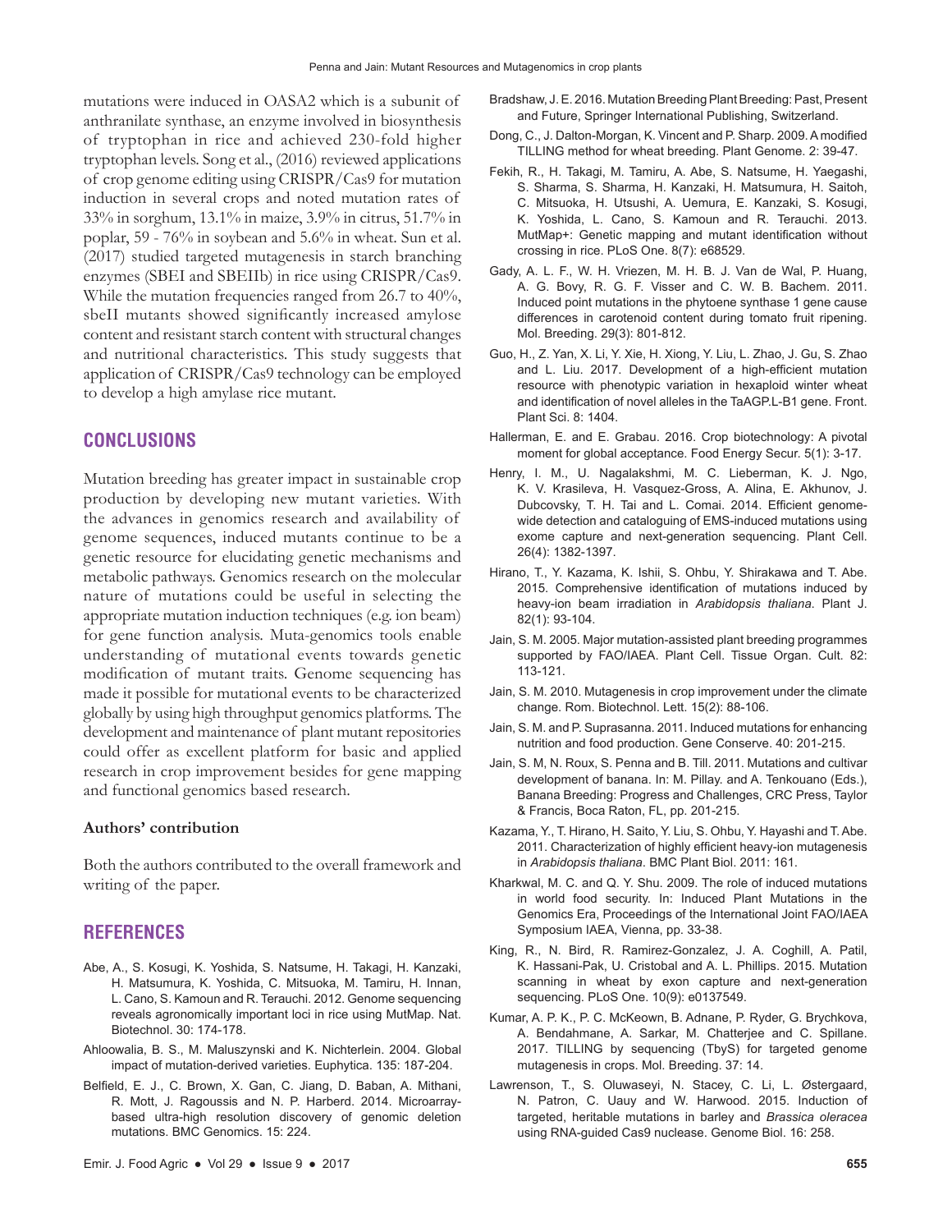mutations were induced in OASA2 which is a subunit of anthranilate synthase, an enzyme involved in biosynthesis of tryptophan in rice and achieved 230-fold higher tryptophan levels. Song et al., (2016) reviewed applications of crop genome editing using CRISPR/Cas9 for mutation induction in several crops and noted mutation rates of 33% in sorghum, 13.1% in maize, 3.9% in citrus, 51.7% in poplar, 59 - 76% in soybean and 5.6% in wheat. Sun et al. (2017) studied targeted mutagenesis in starch branching enzymes (SBEI and SBEIIb) in rice using CRISPR/Cas9. While the mutation frequencies ranged from 26.7 to 40%, sbeII mutants showed significantly increased amylose content and resistant starch content with structural changes and nutritional characteristics. This study suggests that application of CRISPR/Cas9 technology can be employed to develop a high amylase rice mutant.

## CONCLUSIONS

Mutation breeding has greater impact in sustainable crop production by developing new mutant varieties. With the advances in genomics research and availability of genome sequences, induced mutants continue to be a genetic resource for elucidating genetic mechanisms and metabolic pathways. Genomics research on the molecular nature of mutations could be useful in selecting the appropriate mutation induction techniques (e.g. ion beam) for gene function analysis. Muta-genomics tools enable understanding of mutational events towards genetic modification of mutant traits. Genome sequencing has made it possible for mutational events to be characterized globally by using high throughput genomics platforms. The development and maintenance of plant mutant repositories could offer as excellent platform for basic and applied research in crop improvement besides for gene mapping and functional genomics based research.

### Authors' contribution

Both the authors contributed to the overall framework and writing of the paper.

## REFERENCES

Abe, A., S. Kosugi, K. Yoshida, S. Natsume, H. Takagi, H. Kanzaki, H. Matsumura, K. Yoshida, C. Mitsuoka, M. Tamiru, H. Innan, L. Cano, S. Kamoun and R. Terauchi. 2012. Genome sequencing reveals agronomically important loci in rice using MutMap. Nat. Biotechnol. 30: 174-178.

Ahloowalia, B. S., M. Maluszynski and K. Nichterlein. 2004. Global impact of mutation-derived varieties. Euphytica. 135: 187-204.

Belfield, E. J., C. Brown, X. Gan, C. Jiang, D. Baban, A. Mithani, R. Mott, J. Ragoussis and N. P. Harberd. 2014. Microarray-based ultra-high resolution discovery of genomic deletion mutations. BMC Genomics. 15: 224.

Bradshaw, J. E. 2016. Mutation Breeding Plant Breeding: Past, Present and Future, Springer International Publishing, Switzerland.

Dong, C., J. Dalton-Morgan, K. Vincent and P. Sharp. 2009. A modified TILLING method for wheat breeding. Plant Genome. 2: 39-47.

Fekih, R., H. Takagi, M. Tamiru, A. Abe, S. Natsume, H. Yaegashi, S. Sharma, S. Sharma, H. Kanzaki, H. Matsumura, H. Saitoh, C. Mitsuoka, H. Utsushi, A. Uemura, E. Kanzaki, S. Kosugi, K. Yoshida, L. Cano, S. Kamoun and R. Terauchi. 2013. MutMap+: Genetic mapping and mutant identification without crossing in rice. PLoS One. 8(7): e68529.

Gady, A. L. F., W. H. Vriezen, M. H. B. J. Van de Wal, P. Huang, A. G. Bovy, R. G. F. Visser and C. W. B. Bachem. 2011. Induced point mutations in the phytoene synthase 1 gene cause differences in carotenoid content during tomato fruit ripening. Mol. Breeding. 29(3): 801-812.

Guo, H., Z. Yan, X. Li, Y. Xie, H. Xiong, Y. Liu, L. Zhao, J. Gu, S. Zhao and L. Liu. 2017. Development of a high-efficient mutation resource with phenotypic variation in hexaploid winter wheat and identification of novel alleles in the TaAGP.L-B1 gene. Front. Plant Sci. 8: 1404.

Hallerman, E. and E. Grabau. 2016. Crop biotechnology: A pivotal moment for global acceptance. Food Energy Secur. 5(1): 3-17.

Henry, I. M., U. Nagalakshmi, M. C. Lieberman, K. J. Ngo, K. V. Krasileva, H. Vasquez-Gross, A. Alina, E. Akhunov, J. Dubcovsky, T. H. Tai and L. Comai. 2014. Efficient genome-wide detection and cataloguing of EMS-induced mutations using exome capture and next-generation sequencing. Plant Cell. 26(4): 1382-1397.

Hirano, T., Y. Kazama, K. Ishii, S. Ohbu, Y. Shirakawa and T. Abe. 2015. Comprehensive identification of mutations induced by heavy-ion beam irradiation in *Arabidopsis thaliana*. Plant J. 82(1): 93-104.

Jain, S. M. 2005. Major mutation-assisted plant breeding programmes supported by FAO/IAEA. Plant Cell. Tissue Organ. Cult. 82: 113-121.

Jain, S. M. 2010. Mutagenesis in crop improvement under the climate change. Rom. Biotechnol. Lett. 15(2): 88-106.

Jain, S. M. and P. Suprasanna. 2011. Induced mutations for enhancing nutrition and food production. Gene Conserve. 40: 201-215.

Jain, S. M, N. Roux, S. Penna and B. Till. 2011. Mutations and cultivar development of banana. In: M. Pillay. and A. Tenkouano (Eds.), Banana Breeding: Progress and Challenges, CRC Press, Taylor & Francis, Boca Raton, FL, pp. 201-215.

Kazama, Y., T. Hirano, H. Saito, Y. Liu, S. Ohbu, Y. Hayashi and T. Abe. 2011. Characterization of highly efficient heavy-ion mutagenesis in *Arabidopsis thaliana*. BMC Plant Biol. 2011: 161.

Kharkwal, M. C. and Q. Y. Shu. 2009. The role of induced mutations in world food security. In: Induced Plant Mutations in the Genomics Era, Proceedings of the International Joint FAO/IAEA Symposium IAEA, Vienna, pp. 33-38.

King, R., N. Bird, R. Ramirez-Gonzalez, J. A. Coghill, A. Patil, K. Hassani-Pak, U. Cristobal and A. L. Phillips. 2015. Mutation scanning in wheat by exon capture and next-generation sequencing. PLoS One. 10(9): e0137549.

Kumar, A. P. K., P. C. McKeown, B. Adnane, P. Ryder, G. Brychkova, A. Bendahmane, A. Sarkar, M. Chatterjee and C. Spillane. 2017. TILLING by sequencing (TbyS) for targeted genome mutagenesis in crops. Mol. Breeding. 37: 14.

Lawrenson, T., S. Oluwaseyi, N. Stacey, C. Li, L. Østergaard, N. Patron, C. Uauy and W. Harwood. 2015. Induction of targeted, heritable mutations in barley and *Brassica oleracea* using RNA-guided Cas9 nuclease. Genome Biol. 16: 258.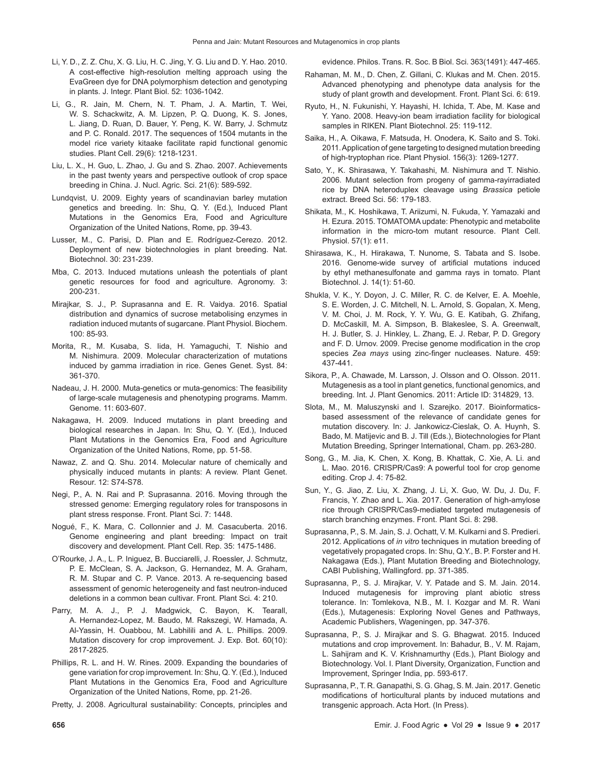Li, Y. D., Z. Z. Chu, X. G. Liu, H. C. Jing, Y. G. Liu and D. Y. Hao. 2010. A cost-effective high-resolution melting approach using the EvaGreen dye for DNA polymorphism detection and genotyping in plants. J. Integr. Plant Biol. 52: 1036-1042.

Li, G., R. Jain, M. Chern, N. T. Pham, J. A. Martin, T. Wei, W. S. Schackwitz, A. M. Lipzen, P. Q. Duong, K. S. Jones, L. Jiang, D. Ruan, D. Bauer, Y. Peng, K. W. Barry, J. Schmutz and P. C. Ronald. 2017. The sequences of 1504 mutants in the model rice variety kitaake facilitate rapid functional genomic studies. Plant Cell. 29(6): 1218-1231.

Liu, L. X., H. Guo, L. Zhao, J. Gu and S. Zhao. 2007. Achievements in the past twenty years and perspective outlook of crop space breeding in China. J. Nucl. Agric. Sci. 21(6): 589-592.

Lundqvist, U. 2009. Eighty years of scandinavian barley mutation genetics and breeding. In: Shu, Q. Y. (Ed.), Induced Plant Mutations in the Genomics Era, Food and Agriculture Organization of the United Nations, Rome, pp. 39-43.

Lusser, M., C. Parisi, D. Plan and E. Rodríguez-Cerezo. 2012. Deployment of new biotechnologies in plant breeding. Nat. Biotechnol. 30: 231-239.

Mba, C. 2013. Induced mutations unleash the potentials of plant genetic resources for food and agriculture. Agronomy. 3: 200-231.

Mirajkar, S. J., P. Suprasanna and E. R. Vaidya. 2016. Spatial distribution and dynamics of sucrose metabolising enzymes in radiation induced mutants of sugarcane. Plant Physiol. Biochem. 100: 85-93.

Morita, R., M. Kusaba, S. Iida, H. Yamaguchi, T. Nishio and M. Nishimura. 2009. Molecular characterization of mutations induced by gamma irradiation in rice. Genes Genet. Syst. 84: 361-370.

Nadeau, J. H. 2000. Muta-genetics or muta-genomics: The feasibility of large-scale mutagenesis and phenotyping programs. Mamm. Genome. 11: 603-607.

Nakagawa, H. 2009. Induced mutations in plant breeding and biological researches in Japan. In: Shu, Q. Y. (Ed.), Induced Plant Mutations in the Genomics Era, Food and Agriculture Organization of the United Nations, Rome, pp. 51-58.

Nawaz, Z. and Q. Shu. 2014. Molecular nature of chemically and physically induced mutants in plants: A review. Plant Genet. Resour. 12: S74-S78.

Negi, P., A. N. Rai and P. Suprasanna. 2016. Moving through the stressed genome: Emerging regulatory roles for transposons in plant stress response. Front. Plant Sci. 7: 1448.

Nogué, F., K. Mara, C. Collonnier and J. M. Casacuberta. 2016. Genome engineering and plant breeding: Impact on trait discovery and development. Plant Cell. Rep. 35: 1475-1486.

O'Rourke, J. A., L. P. Iniguez, B. Bucciarelli, J. Roessler, J. Schmutz, P. E. McClean, S. A. Jackson, G. Hernandez, M. A. Graham, R. M. Stupar and C. P. Vance. 2013. A re-sequencing based assessment of genomic heterogeneity and fast neutron-induced deletions in a common bean cultivar. Front. Plant Sci. 4: 210.

Parry, M. A. J., P. J. Madgwick, C. Bayon, K. Tearall, A. Hernandez-Lopez, M. Baudo, M. Rakszegi, W. Hamada, A. Al-Yassin, H. Ouabbou, M. Labhilili and A. L. Phillips. 2009. Mutation discovery for crop improvement. J. Exp. Bot. 60(10): 2817-2825.

Phillips, R. L. and H. W. Rines. 2009. Expanding the boundaries of gene variation for crop improvement. In: Shu, Q. Y. (Ed.), Induced Plant Mutations in the Genomics Era, Food and Agriculture Organization of the United Nations, Rome, pp. 21-26.

Pretty, J. 2008. Agricultural sustainability: Concepts, principles and evidence. Philos. Trans. R. Soc. B Biol. Sci. 363(1491): 447-465.

Rahaman, M. M., D. Chen, Z. Gillani, C. Klukas and M. Chen. 2015. Advanced phenotyping and phenotype data analysis for the study of plant growth and development. Front. Plant Sci. 6: 619.

Ryuto, H., N. Fukunishi, Y. Hayashi, H. Ichida, T. Abe, M. Kase and Y. Yano. 2008. Heavy-ion beam irradiation facility for biological samples in RIKEN. Plant Biotechnol. 25: 119-112.

Saika, H., A. Oikawa, F. Matsuda, H. Onodera, K. Saito and S. Toki. 2011. Application of gene targeting to designed mutation breeding of high-tryptophan rice. Plant Physiol. 156(3): 1269-1277.

Sato, Y., K. Shirasawa, Y. Takahashi, M. Nishimura and T. Nishio. 2006. Mutant selection from progeny of gamma-rayirradiated rice by DNA heteroduplex cleavage using *Brassica* petiole extract. Breed Sci. 56: 179-183.

Shikata, M., K. Hoshikawa, T. Ariizumi, N. Fukuda, Y. Yamazaki and H. Ezura. 2015. TOMATOMA update: Phenotypic and metabolite information in the micro-tom mutant resource. Plant Cell. Physiol. 57(1): e11.

Shirasawa, K., H. Hirakawa, T. Nunome, S. Tabata and S. Isobe. 2016. Genome-wide survey of artificial mutations induced by ethyl methanesulfonate and gamma rays in tomato. Plant Biotechnol. J. 14(1): 51-60.

Shukla, V. K., Y. Doyon, J. C. Miller, R. C. de Kelver, E. A. Moehle, S. E. Worden, J. C. Mitchell, N. L. Arnold, S. Gopalan, X. Meng, V. M. Choi, J. M. Rock, Y. Y. Wu, G. E. Katibah, G. Zhifang, D. McCaskill, M. A. Simpson, B. Blakeslee, S. A. Greenwalt, H. J. Butler, S. J. Hinkley, L. Zhang, E. J. Rebar, P. D. Gregory and F. D. Urnov. 2009. Precise genome modification in the crop species *Zea mays* using zinc-finger nucleases. Nature. 459: 437-441.

Sikora, P., A. Chawade, M. Larsson, J. Olsson and O. Olsson. 2011. Mutagenesis as a tool in plant genetics, functional genomics, and breeding. Int. J. Plant Genomics. 2011: Article ID: 314829, 13.

Slota, M., M. Maluszynski and I. Szarejko. 2017. Bioinformatics-based assessment of the relevance of candidate genes for mutation discovery. In: J. Jankowicz-Cieslak, O. A. Huynh, S. Bado, M. Matijevic and B. J. Till (Eds.), Biotechnologies for Plant Mutation Breeding, Springer International, Cham. pp. 263-280.

Song, G., M. Jia, K. Chen, X. Kong, B. Khattak, C. Xie, A. Li. and L. Mao. 2016. CRISPR/Cas9: A powerful tool for crop genome editing. Crop J. 4: 75-82.

Sun, Y., G. Jiao, Z. Liu, X. Zhang, J. Li, X. Guo, W. Du, J. Du, F. Francis, Y. Zhao and L. Xia. 2017. Generation of high-amylose rice through CRISPR/Cas9-mediated targeted mutagenesis of starch branching enzymes. Front. Plant Sci. 8: 298.

Suprasanna, P., S. M. Jain, S. J. Ochatt, V. M. Kulkarni and S. Predieri. 2012. Applications of *in vitro* techniques in mutation breeding of vegetatively propagated crops. In: Shu, Q.Y., B. P. Forster and H. Nakagawa (Eds.), Plant Mutation Breeding and Biotechnology, CABI Publishing, Wallingford. pp. 371-385.

Suprasanna, P., S. J. Mirajkar, V. Y. Patade and S. M. Jain. 2014. Induced mutagenesis for improving plant abiotic stress tolerance. In: Tomlekova, N.B., M. I. Kozgar and M. R. Wani (Eds.), Mutagenesis: Exploring Novel Genes and Pathways, Academic Publishers, Wageningen, pp. 347-376.

Suprasanna, P., S. J. Mirajkar and S. G. Bhagwat. 2015. Induced mutations and crop improvement. In: Bahadur, B., V. M. Rajam, L. Sahijram and K. V. Krishnamurthy (Eds.), Plant Biology and Biotechnology. Vol. I. Plant Diversity, Organization, Function and Improvement, Springer India, pp. 593-617.

Suprasanna, P., T. R. Ganapathi, S. G. Ghag, S. M. Jain. 2017. Genetic modifications of horticultural plants by induced mutations and transgenic approach. Acta Hort. (In Press).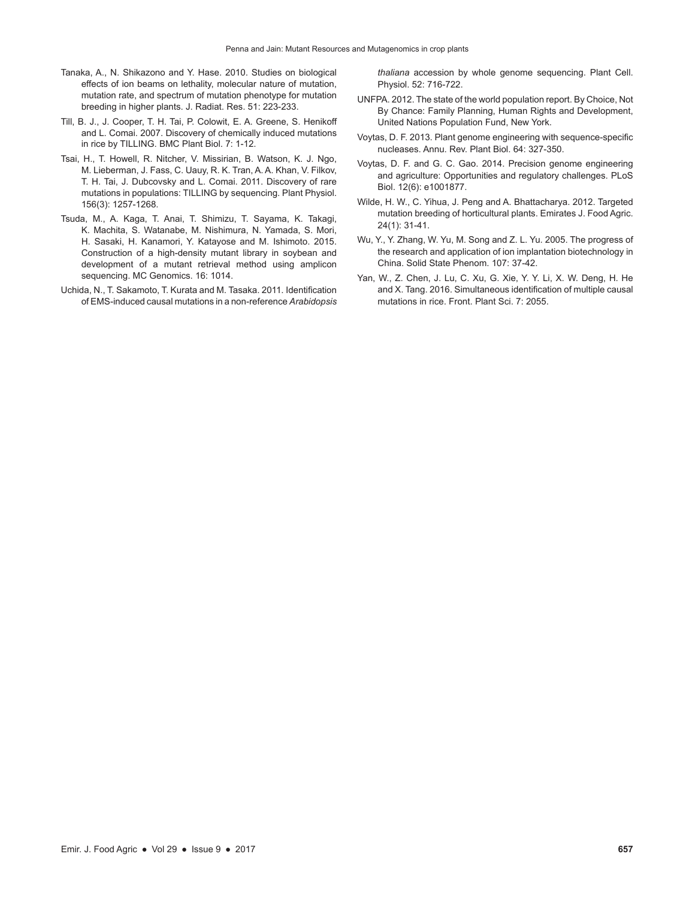Tanaka, A., N. Shikazono and Y. Hase. 2010. Studies on biological effects of ion beams on lethality, molecular nature of mutation, mutation rate, and spectrum of mutation phenotype for mutation breeding in higher plants. J. Radiat. Res. 51: 223-233.

Till, B. J., J. Cooper, T. H. Tai, P. Colowit, E. A. Greene, S. Henikoff and L. Comai. 2007. Discovery of chemically induced mutations in rice by TILLING. BMC Plant Biol. 7: 1-12.

Tsai, H., T. Howell, R. Nitcher, V. Missirian, B. Watson, K. J. Ngo, M. Lieberman, J. Fass, C. Uauy, R. K. Tran, A. A. Khan, V. Filkov, T. H. Tai, J. Dubcovsky and L. Comai. 2011. Discovery of rare mutations in populations: TILLING by sequencing. Plant Physiol. 156(3): 1257-1268.

Tsuda, M., A. Kaga, T. Anai, T. Shimizu, T. Sayama, K. Takagi, K. Machita, S. Watanabe, M. Nishimura, N. Yamada, S. Mori, H. Sasaki, H. Kanamori, Y. Katayose and M. Ishimoto. 2015. Construction of a high-density mutant library in soybean and development of a mutant retrieval method using amplicon sequencing. MC Genomics. 16: 1014.

Uchida, N., T. Sakamoto, T. Kurata and M. Tasaka. 2011. Identification of EMS-induced causal mutations in a non-reference *Arabidopsis thaliana* accession by whole genome sequencing. Plant Cell. Physiol. 52: 716-722.

UNFPA. 2012. The state of the world population report. By Choice, Not By Chance: Family Planning, Human Rights and Development, United Nations Population Fund, New York.

Voytas, D. F. 2013. Plant genome engineering with sequence-specific nucleases. Annu. Rev. Plant Biol. 64: 327-350.

Voytas, D. F. and G. C. Gao. 2014. Precision genome engineering and agriculture: Opportunities and regulatory challenges. PLoS Biol. 12(6): e1001877.

Wilde, H. W., C. Yihua, J. Peng and A. Bhattacharya. 2012. Targeted mutation breeding of horticultural plants. Emirates J. Food Agric. 24(1): 31-41.

Wu, Y., Y. Zhang, W. Yu, M. Song and Z. L. Yu. 2005. The progress of the research and application of ion implantation biotechnology in China. Solid State Phenom. 107: 37-42.

Yan, W., Z. Chen, J. Lu, C. Xu, G. Xie, Y. Y. Li, X. W. Deng, H. He and X. Tang. 2016. Simultaneous identification of multiple causal mutations in rice. Front. Plant Sci. 7: 2055.